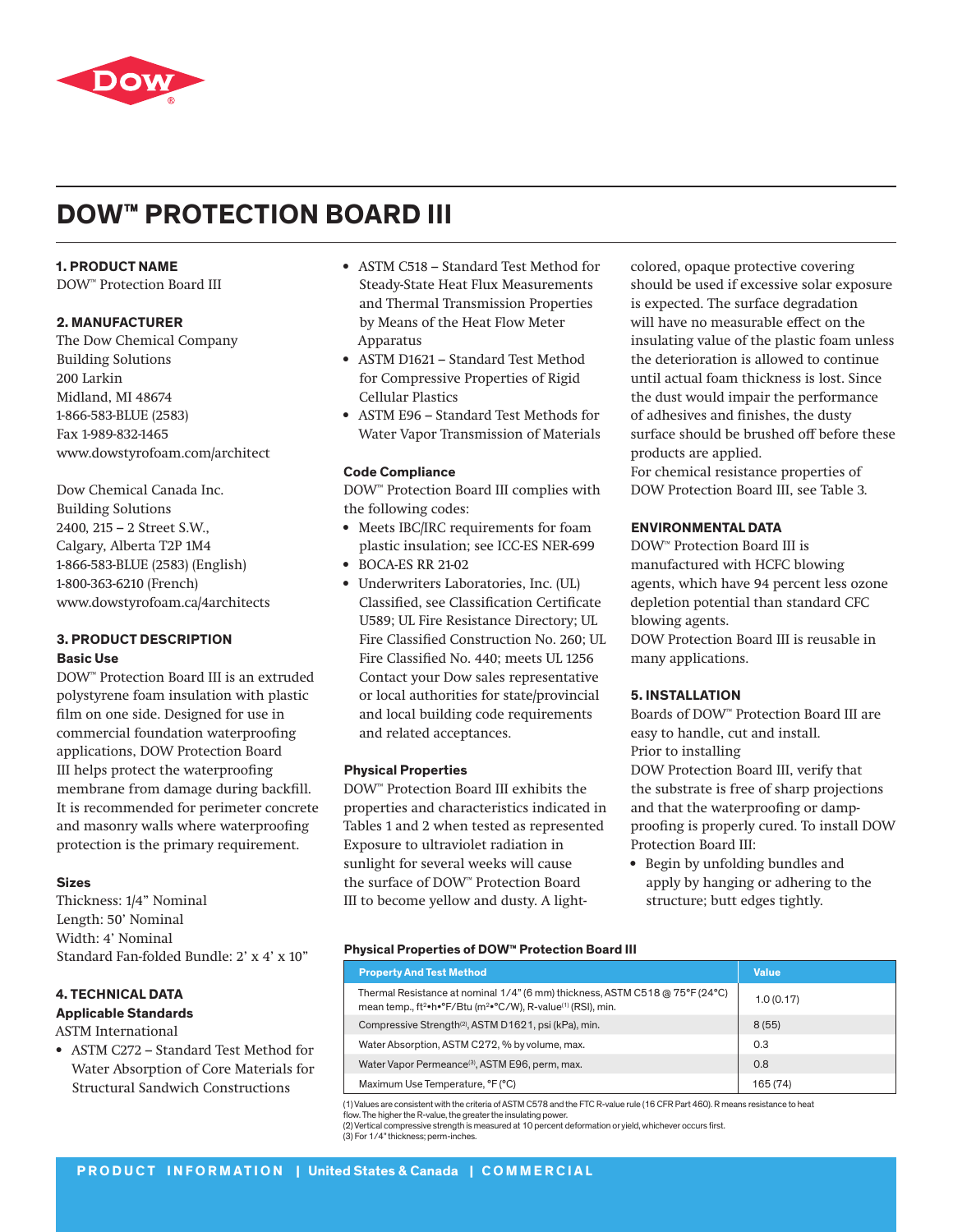# DOW™ PROTECTION BOARD III

## 1. PRODUCT NAME

DOW™ Protection Board III

## 2. MANUFACTURER

The Dow Chemical Company
Building Solutions
200 Larkin
Midland, MI 48674
1-866-583-BLUE (2583)
Fax 1-989-832-1465
www.dowstyrofoam.com/architect

Dow Chemical Canada Inc.
Building Solutions
2400, 215 – 2 Street S.W.,
Calgary, Alberta T2P 1M4
1-866-583-BLUE (2583) (English)
1-800-363-6210 (French)
www.dowstyrofoam.ca/4architects

## 3. PRODUCT DESCRIPTION

### Basic Use

DOW™ Protection Board III is an extruded polystyrene foam insulation with plastic film on one side. Designed for use in commercial foundation waterproofing applications, DOW Protection Board III helps protect the waterproofing membrane from damage during backfill. It is recommended for perimeter concrete and masonry walls where waterproofing protection is the primary requirement.

### Sizes

Thickness: 1/4" Nominal
Length: 50' Nominal
Width: 4' Nominal
Standard Fan-folded Bundle: 2' x 4' x 10"

## 4. TECHNICAL DATA

### Applicable Standards

ASTM International

- ASTM C272 – Standard Test Method for Water Absorption of Core Materials for Structural Sandwich Constructions
- ASTM C518 – Standard Test Method for Steady-State Heat Flux Measurements and Thermal Transmission Properties by Means of the Heat Flow Meter Apparatus
- ASTM D1621 – Standard Test Method for Compressive Properties of Rigid Cellular Plastics
- ASTM E96 – Standard Test Methods for Water Vapor Transmission of Materials

### Code Compliance

DOW™ Protection Board III complies with the following codes:

- Meets IBC/IRC requirements for foam plastic insulation; see ICC-ES NER-699
- BOCA-ES RR 21-02
- Underwriters Laboratories, Inc. (UL) Classified, see Classification Certificate U589; UL Fire Resistance Directory; UL Fire Classified Construction No. 260; UL Fire Classified No. 440; meets UL 1256 Contact your Dow sales representative or local authorities for state/provincial and local building code requirements and related acceptances.

### Physical Properties

DOW™ Protection Board III exhibits the properties and characteristics indicated in Tables 1 and 2 when tested as represented Exposure to ultraviolet radiation in sunlight for several weeks will cause the surface of DOW™ Protection Board III to become yellow and dusty. A light-colored, opaque protective covering should be used if excessive solar exposure is expected. The surface degradation will have no measurable effect on the insulating value of the plastic foam unless the deterioration is allowed to continue until actual foam thickness is lost. Since the dust would impair the performance of adhesives and finishes, the dusty surface should be brushed off before these products are applied.
For chemical resistance properties of DOW Protection Board III, see Table 3.

### ENVIRONMENTAL DATA

DOW™ Protection Board III is manufactured with HCFC blowing agents, which have 94 percent less ozone depletion potential than standard CFC blowing agents.
DOW Protection Board III is reusable in many applications.

## 5. INSTALLATION

Boards of DOW™ Protection Board III are easy to handle, cut and install.
Prior to installing
DOW Protection Board III, verify that the substrate is free of sharp projections and that the waterproofing or damp-proofing is properly cured. To install DOW Protection Board III:

- Begin by unfolding bundles and apply by hanging or adhering to the structure; butt edges tightly.

**Physical Properties of DOW™ Protection Board III**

| Property And Test Method | Value |
|---|---|
| Thermal Resistance at nominal 1/4" (6 mm) thickness, ASTM C518 @ 75°F (24°C) mean temp., ft²•h•°F/Btu (m²•°C/W), R-value[1] (RSI), min. | 1.0 (0.17) |
| Compressive Strength[2], ASTM D1621, psi (kPa), min. | 8 (55) |
| Water Absorption, ASTM C272, % by volume, max. | 0.3 |
| Water Vapor Permeance[3], ASTM E96, perm, max. | 0.8 |
| Maximum Use Temperature, °F (°C) | 165 (74) |

(1) Values are consistent with the criteria of ASTM C578 and the FTC R-value rule (16 CFR Part 460). R means resistance to heat flow. The higher the R-value, the greater the insulating power.
(2) Vertical compressive strength is measured at 10 percent deformation or yield, whichever occurs first.
(3) For 1/4" thickness; perm-inches.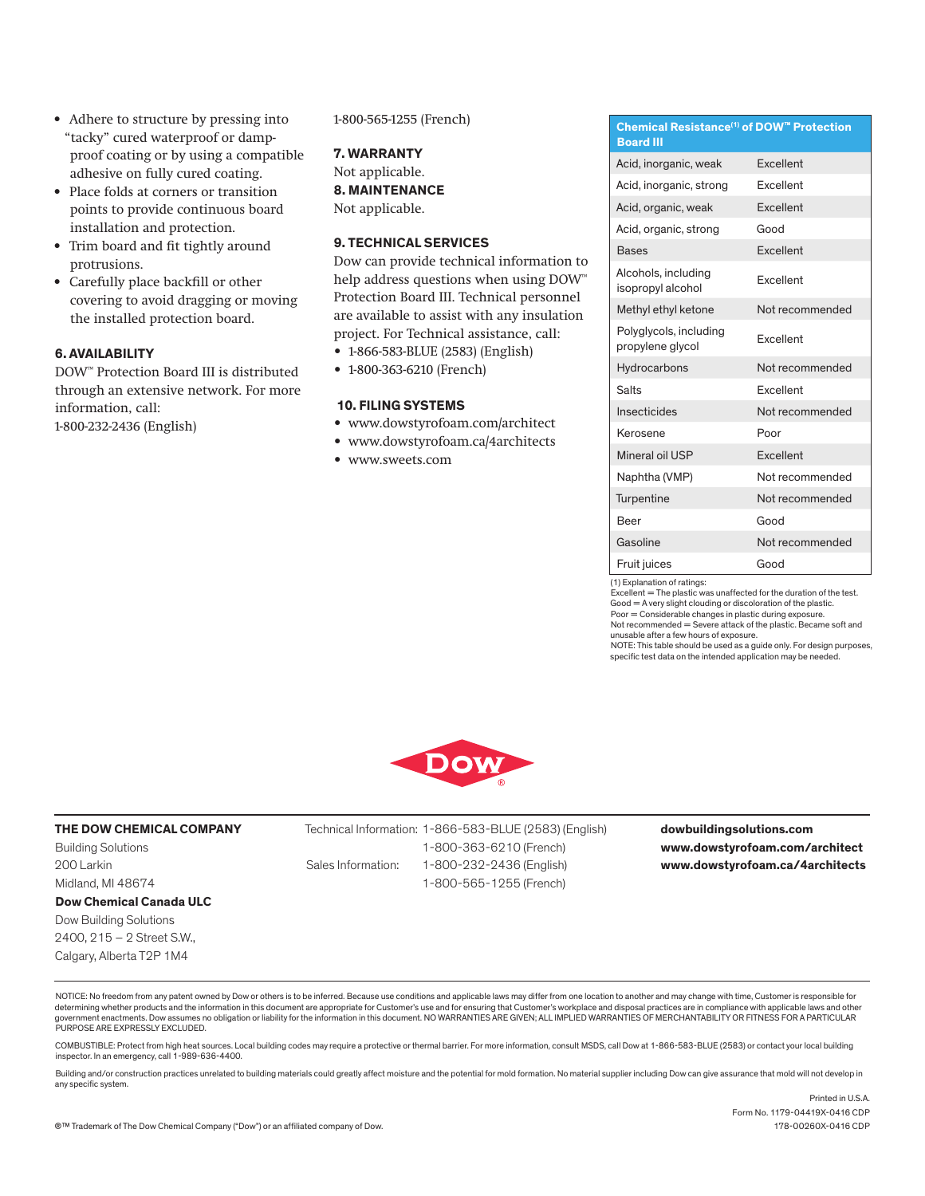- Adhere to structure by pressing into "tacky" cured waterproof or damp-proof coating or by using a compatible adhesive on fully cured coating.
- Place folds at corners or transition points to provide continuous board installation and protection.
- Trim board and fit tightly around protrusions.
- Carefully place backfill or other covering to avoid dragging or moving the installed protection board.

### 6. AVAILABILITY

DOW™ Protection Board III is distributed through an extensive network. For more information, call:
1-800-232-2436 (English)
1-800-565-1255 (French)

### 7. WARRANTY

Not applicable.

### 8. MAINTENANCE

Not applicable.

### 9. TECHNICAL SERVICES

Dow can provide technical information to help address questions when using DOW™ Protection Board III. Technical personnel are available to assist with any insulation project. For Technical assistance, call:

- 1-866-583-BLUE (2583) (English)
- 1-800-363-6210 (French)

### 10. FILING SYSTEMS

- www.dowstyrofoam.com/architect
- www.dowstyrofoam.ca/4architects
- www.sweets.com

| Chemical Resistance[1] of DOW™ Protection Board III | |
|---|---|
| Acid, inorganic, weak | Excellent |
| Acid, inorganic, strong | Excellent |
| Acid, organic, weak | Excellent |
| Acid, organic, strong | Good |
| Bases | Excellent |
| Alcohols, including isopropyl alcohol | Excellent |
| Methyl ethyl ketone | Not recommended |
| Polyglycols, including propylene glycol | Excellent |
| Hydrocarbons | Not recommended |
| Salts | Excellent |
| Insecticides | Not recommended |
| Kerosene | Poor |
| Mineral oil USP | Excellent |
| Naphtha (VMP) | Not recommended |
| Turpentine | Not recommended |
| Beer | Good |
| Gasoline | Not recommended |
| Fruit juices | Good |

(1) Explanation of ratings:
Excellent = The plastic was unaffected for the duration of the test.
Good = A very slight clouding or discoloration of the plastic.
Poor = Considerable changes in plastic during exposure.
Not recommended = Severe attack of the plastic. Became soft and unusable after a few hours of exposure.
NOTE: This table should be used as a guide only. For design purposes, specific test data on the intended application may be needed.

**THE DOW CHEMICAL COMPANY**
Building Solutions
200 Larkin
Midland, MI 48674

**Dow Chemical Canada ULC**
Dow Building Solutions
2400, 215 – 2 Street S.W.,
Calgary, Alberta T2P 1M4

Technical Information: 1-866-583-BLUE (2583) (English)
1-800-363-6210 (French)
Sales Information: 1-800-232-2436 (English)
1-800-565-1255 (French)

**dowbuildingsolutions.com**
**www.dowstyrofoam.com/architect**
**www.dowstyrofoam.ca/4architects**

NOTICE: No freedom from any patent owned by Dow or others is to be inferred. Because use conditions and applicable laws may differ from one location to another and may change with time, Customer is responsible for determining whether products and the information in this document are appropriate for Customer's use and for ensuring that Customer's workplace and disposal practices are in compliance with applicable laws and other government enactments. Dow assumes no obligation or liability for the information in this document. NO WARRANTIES ARE GIVEN; ALL IMPLIED WARRANTIES OF MERCHANTABILITY OR FITNESS FOR A PARTICULAR PURPOSE ARE EXPRESSLY EXCLUDED.

COMBUSTIBLE: Protect from high heat sources. Local building codes may require a protective or thermal barrier. For more information, consult MSDS, call Dow at 1-866-583-BLUE (2583) or contact your local building inspector. In an emergency, call 1-989-636-4400.

Building and/or construction practices unrelated to building materials could greatly affect moisture and the potential for mold formation. No material supplier including Dow can give assurance that mold will not develop in any specific system.

®™ Trademark of The Dow Chemical Company ("Dow") or an affiliated company of Dow.

Printed in U.S.A.
Form No. 1179-04419X-0416 CDP
178-00260X-0416 CDP